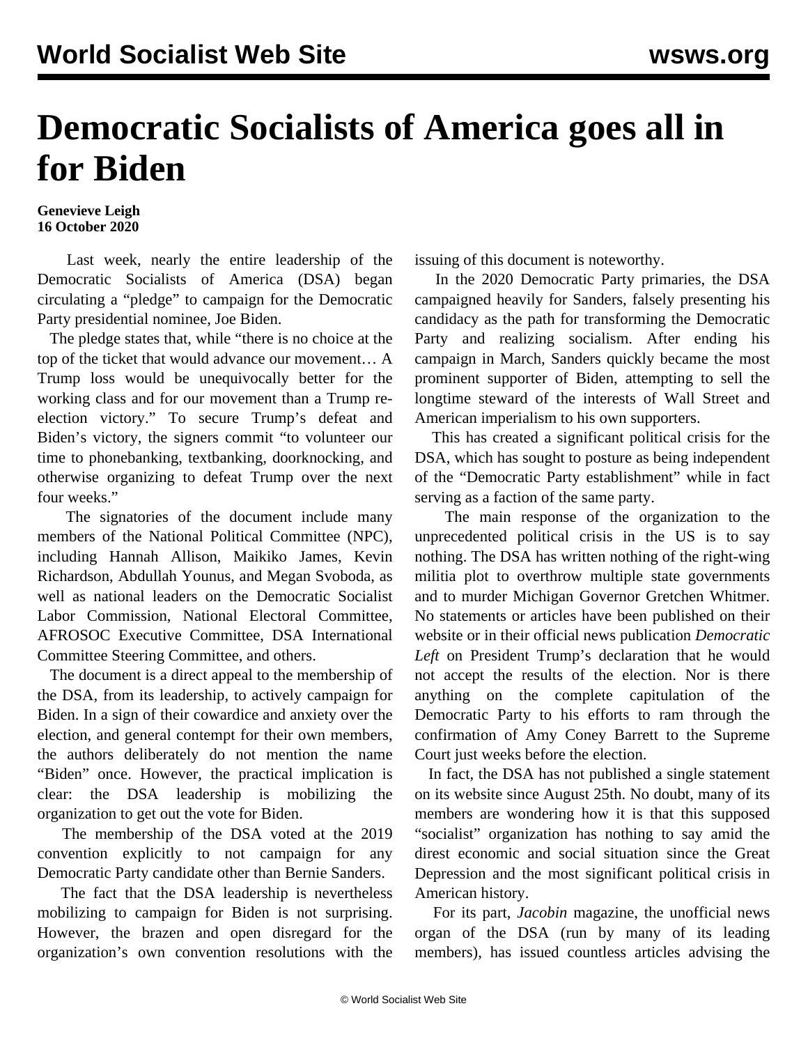# Democratic Socialists of America goes all in for Biden

**Genevieve Leigh**
**16 October 2020**

Last week, nearly the entire leadership of the Democratic Socialists of America (DSA) began circulating a "pledge" to campaign for the Democratic Party presidential nominee, Joe Biden.

The pledge states that, while "there is no choice at the top of the ticket that would advance our movement… A Trump loss would be unequivocally better for the working class and for our movement than a Trump re-election victory." To secure Trump's defeat and Biden's victory, the signers commit "to volunteer our time to phonebanking, textbanking, doorknocking, and otherwise organizing to defeat Trump over the next four weeks."

The signatories of the document include many members of the National Political Committee (NPC), including Hannah Allison, Maikiko James, Kevin Richardson, Abdullah Younus, and Megan Svoboda, as well as national leaders on the Democratic Socialist Labor Commission, National Electoral Committee, AFROSOC Executive Committee, DSA International Committee Steering Committee, and others.

The document is a direct appeal to the membership of the DSA, from its leadership, to actively campaign for Biden. In a sign of their cowardice and anxiety over the election, and general contempt for their own members, the authors deliberately do not mention the name "Biden" once. However, the practical implication is clear: the DSA leadership is mobilizing the organization to get out the vote for Biden.

The membership of the DSA voted at the 2019 convention explicitly to not campaign for any Democratic Party candidate other than Bernie Sanders.

The fact that the DSA leadership is nevertheless mobilizing to campaign for Biden is not surprising. However, the brazen and open disregard for the organization's own convention resolutions with the issuing of this document is noteworthy.

In the 2020 Democratic Party primaries, the DSA campaigned heavily for Sanders, falsely presenting his candidacy as the path for transforming the Democratic Party and realizing socialism. After ending his campaign in March, Sanders quickly became the most prominent supporter of Biden, attempting to sell the longtime steward of the interests of Wall Street and American imperialism to his own supporters.

This has created a significant political crisis for the DSA, which has sought to posture as being independent of the "Democratic Party establishment" while in fact serving as a faction of the same party.

The main response of the organization to the unprecedented political crisis in the US is to say nothing. The DSA has written nothing of the right-wing militia plot to overthrow multiple state governments and to murder Michigan Governor Gretchen Whitmer. No statements or articles have been published on their website or in their official news publication *Democratic Left* on President Trump's declaration that he would not accept the results of the election. Nor is there anything on the complete capitulation of the Democratic Party to his efforts to ram through the confirmation of Amy Coney Barrett to the Supreme Court just weeks before the election.

In fact, the DSA has not published a single statement on its website since August 25th. No doubt, many of its members are wondering how it is that this supposed "socialist" organization has nothing to say amid the direst economic and social situation since the Great Depression and the most significant political crisis in American history.

For its part, *Jacobin* magazine, the unofficial news organ of the DSA (run by many of its leading members), has issued countless articles advising the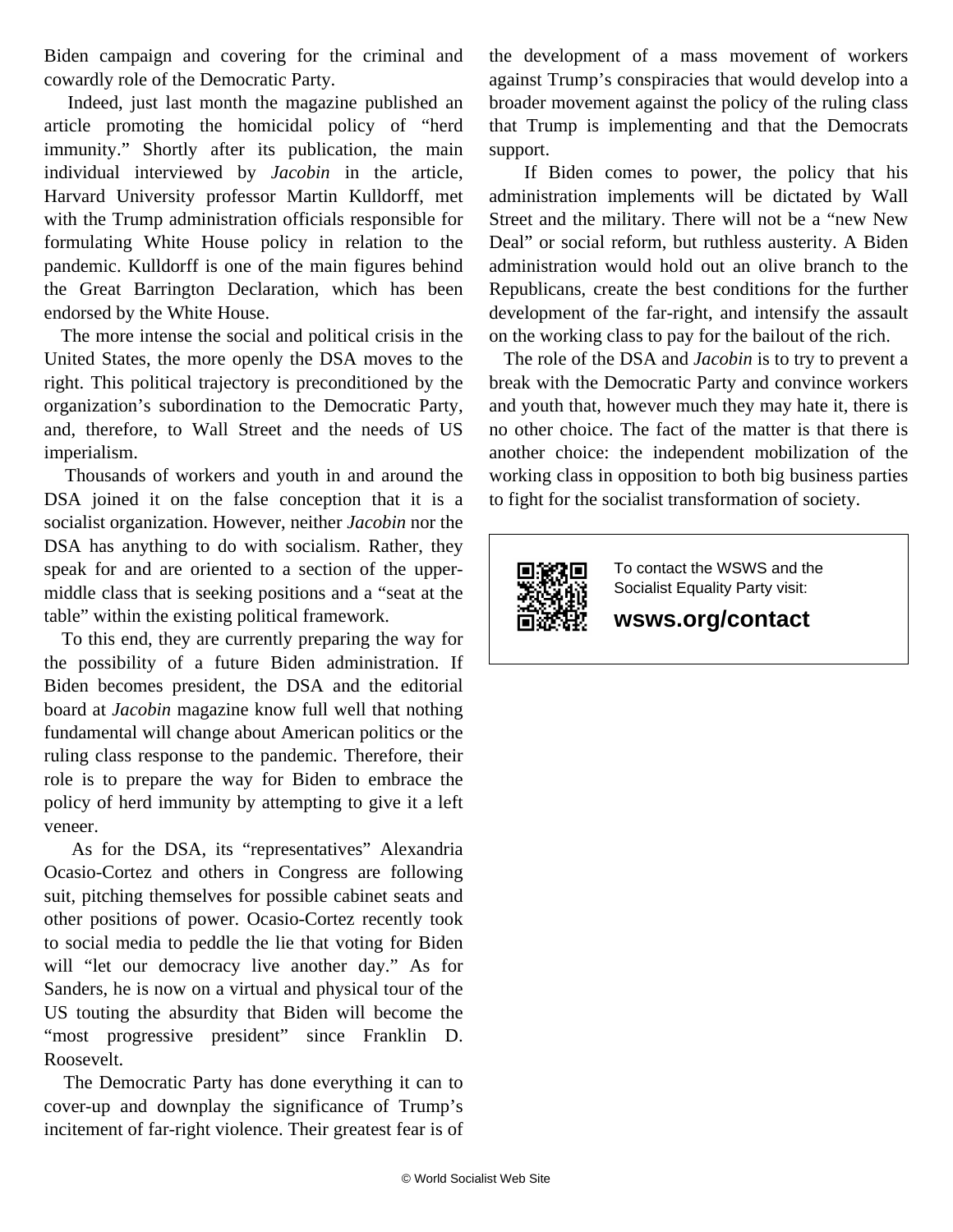Biden campaign and covering for the criminal and cowardly role of the Democratic Party.

Indeed, just last month the magazine published an article promoting the homicidal policy of "herd immunity." Shortly after its publication, the main individual interviewed by *Jacobin* in the article, Harvard University professor Martin Kulldorff, met with the Trump administration officials responsible for formulating White House policy in relation to the pandemic. Kulldorff is one of the main figures behind the Great Barrington Declaration, which has been endorsed by the White House.

The more intense the social and political crisis in the United States, the more openly the DSA moves to the right. This political trajectory is preconditioned by the organization's subordination to the Democratic Party, and, therefore, to Wall Street and the needs of US imperialism.

Thousands of workers and youth in and around the DSA joined it on the false conception that it is a socialist organization. However, neither *Jacobin* nor the DSA has anything to do with socialism. Rather, they speak for and are oriented to a section of the upper-middle class that is seeking positions and a "seat at the table" within the existing political framework.

To this end, they are currently preparing the way for the possibility of a future Biden administration. If Biden becomes president, the DSA and the editorial board at *Jacobin* magazine know full well that nothing fundamental will change about American politics or the ruling class response to the pandemic. Therefore, their role is to prepare the way for Biden to embrace the policy of herd immunity by attempting to give it a left veneer.

As for the DSA, its "representatives" Alexandria Ocasio-Cortez and others in Congress are following suit, pitching themselves for possible cabinet seats and other positions of power. Ocasio-Cortez recently took to social media to peddle the lie that voting for Biden will "let our democracy live another day." As for Sanders, he is now on a virtual and physical tour of the US touting the absurdity that Biden will become the "most progressive president" since Franklin D. Roosevelt.

The Democratic Party has done everything it can to cover-up and downplay the significance of Trump's incitement of far-right violence. Their greatest fear is of the development of a mass movement of workers against Trump's conspiracies that would develop into a broader movement against the policy of the ruling class that Trump is implementing and that the Democrats support.

If Biden comes to power, the policy that his administration implements will be dictated by Wall Street and the military. There will not be a "new New Deal" or social reform, but ruthless austerity. A Biden administration would hold out an olive branch to the Republicans, create the best conditions for the further development of the far-right, and intensify the assault on the working class to pay for the bailout of the rich.

The role of the DSA and *Jacobin* is to try to prevent a break with the Democratic Party and convince workers and youth that, however much they may hate it, there is no other choice. The fact of the matter is that there is another choice: the independent mobilization of the working class in opposition to both big business parties to fight for the socialist transformation of society.

To contact the WSWS and the Socialist Equality Party visit:

**wsws.org/contact**